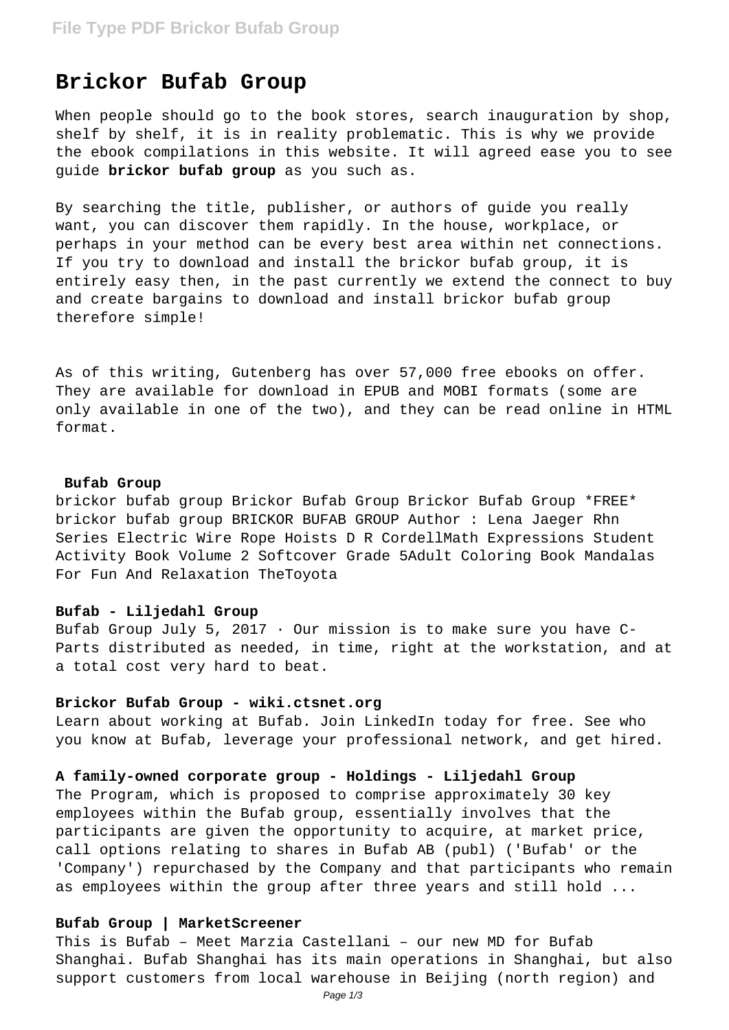# Brickor Bufab Group

When people should go to the book stores, search inauguration by shop, shelf by shelf, it is in reality problematic. This is why we provide the ebook compilations in this website. It will agreed ease you to see guide **brickor bufab group** as you such as.

By searching the title, publisher, or authors of guide you really want, you can discover them rapidly. In the house, workplace, or perhaps in your method can be every best area within net connections. If you try to download and install the brickor bufab group, it is entirely easy then, in the past currently we extend the connect to buy and create bargains to download and install brickor bufab group therefore simple!

As of this writing, Gutenberg has over 57,000 free ebooks on offer. They are available for download in EPUB and MOBI formats (some are only available in one of the two), and they can be read online in HTML format.

### Bufab Group

brickor bufab group Brickor Bufab Group Brickor Bufab Group *FREE* brickor bufab group BRICKOR BUFAB GROUP Author : Lena Jaeger Rhn Series Electric Wire Rope Hoists D R CordellMath Expressions Student Activity Book Volume 2 Softcover Grade 5Adult Coloring Book Mandalas For Fun And Relaxation TheToyota

### Bufab - Liljedahl Group

Bufab Group July 5, 2017 · Our mission is to make sure you have C-Parts distributed as needed, in time, right at the workstation, and at a total cost very hard to beat.

### Brickor Bufab Group - wiki.ctsnet.org

Learn about working at Bufab. Join LinkedIn today for free. See who you know at Bufab, leverage your professional network, and get hired.

### A family-owned corporate group - Holdings - Liljedahl Group

The Program, which is proposed to comprise approximately 30 key employees within the Bufab group, essentially involves that the participants are given the opportunity to acquire, at market price, call options relating to shares in Bufab AB (publ) ('Bufab' or the 'Company') repurchased by the Company and that participants who remain as employees within the group after three years and still hold ...

### Bufab Group | MarketScreener

This is Bufab – Meet Marzia Castellani – our new MD for Bufab Shanghai. Bufab Shanghai has its main operations in Shanghai, but also support customers from local warehouse in Beijing (north region) and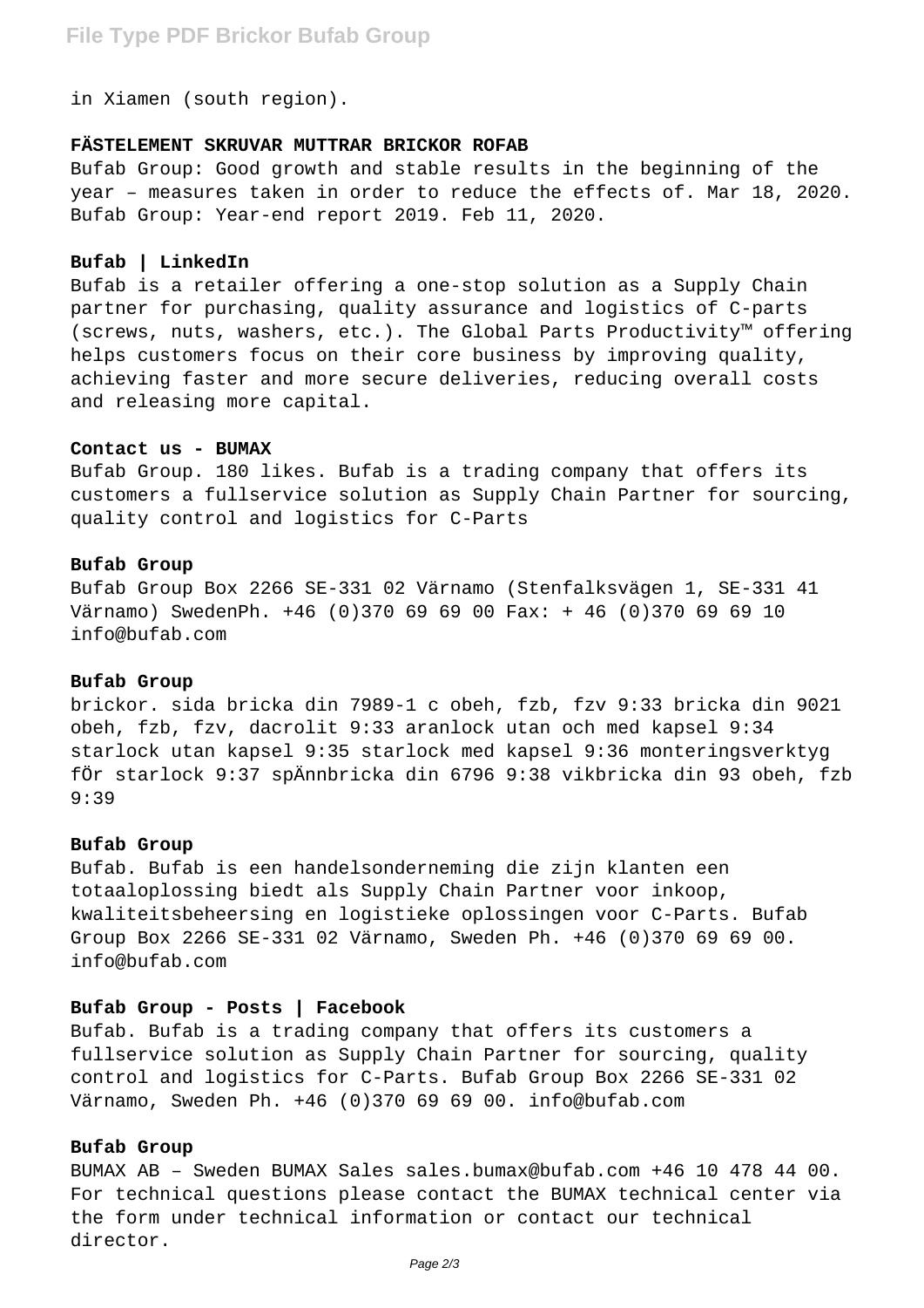in Xiamen (south region).

**FÄSTELEMENT SKRUVAR MUTTRAR BRICKOR ROFAB**

Bufab Group: Good growth and stable results in the beginning of the year – measures taken in order to reduce the effects of. Mar 18, 2020. Bufab Group: Year-end report 2019. Feb 11, 2020.

**Bufab | LinkedIn**

Bufab is a retailer offering a one-stop solution as a Supply Chain partner for purchasing, quality assurance and logistics of C-parts (screws, nuts, washers, etc.). The Global Parts Productivity™ offering helps customers focus on their core business by improving quality, achieving faster and more secure deliveries, reducing overall costs and releasing more capital.

**Contact us - BUMAX**

Bufab Group. 180 likes. Bufab is a trading company that offers its customers a fullservice solution as Supply Chain Partner for sourcing, quality control and logistics for C-Parts

**Bufab Group**

Bufab Group Box 2266 SE-331 02 Värnamo (Stenfalksvägen 1, SE-331 41 Värnamo) SwedenPh. +46 (0)370 69 69 00 Fax: + 46 (0)370 69 69 10 info@bufab.com

**Bufab Group**

brickor. sida bricka din 7989-1 c obeh, fzb, fzv 9:33 bricka din 9021 obeh, fzb, fzv, dacrolit 9:33 aranlock utan och med kapsel 9:34 starlock utan kapsel 9:35 starlock med kapsel 9:36 monteringsverktyg fÖr starlock 9:37 spÄnnbricka din 6796 9:38 vikbricka din 93 obeh, fzb 9:39

**Bufab Group**

Bufab. Bufab is een handelsonderneming die zijn klanten een totaaloplossing biedt als Supply Chain Partner voor inkoop, kwaliteitsbeheersing en logistieke oplossingen voor C-Parts. Bufab Group Box 2266 SE-331 02 Värnamo, Sweden Ph. +46 (0)370 69 69 00. info@bufab.com

**Bufab Group - Posts | Facebook**

Bufab. Bufab is a trading company that offers its customers a fullservice solution as Supply Chain Partner for sourcing, quality control and logistics for C-Parts. Bufab Group Box 2266 SE-331 02 Värnamo, Sweden Ph. +46 (0)370 69 69 00. info@bufab.com

**Bufab Group**

BUMAX AB – Sweden BUMAX Sales sales.bumax@bufab.com +46 10 478 44 00. For technical questions please contact the BUMAX technical center via the form under technical information or contact our technical director.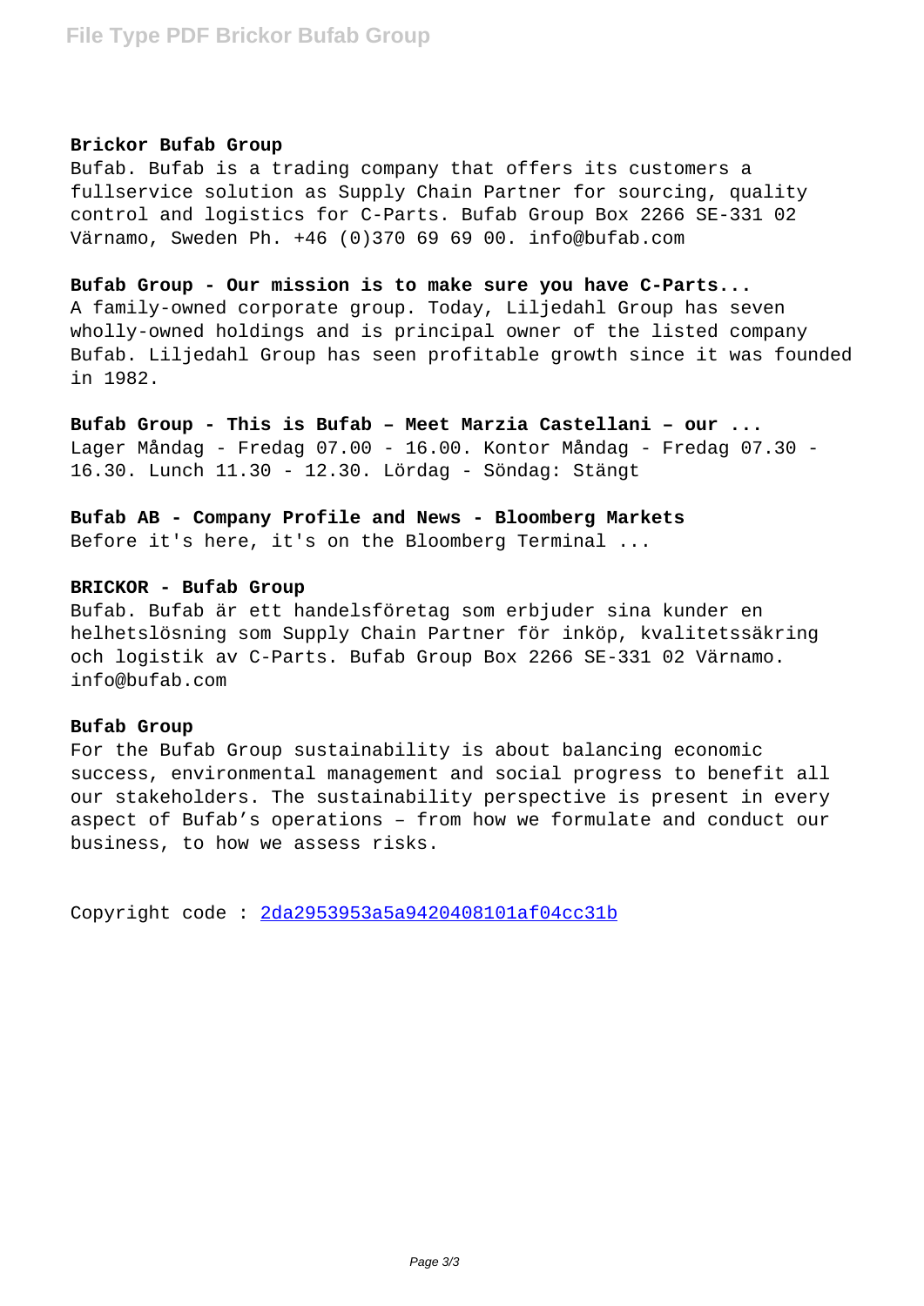**Brickor Bufab Group**

Bufab. Bufab is a trading company that offers its customers a fullservice solution as Supply Chain Partner for sourcing, quality control and logistics for C-Parts. Bufab Group Box 2266 SE-331 02 Värnamo, Sweden Ph. +46 (0)370 69 69 00. info@bufab.com

**Bufab Group - Our mission is to make sure you have C-Parts...**

A family-owned corporate group. Today, Liljedahl Group has seven wholly-owned holdings and is principal owner of the listed company Bufab. Liljedahl Group has seen profitable growth since it was founded in 1982.

**Bufab Group - This is Bufab – Meet Marzia Castellani – our ...**

Lager Måndag - Fredag 07.00 - 16.00. Kontor Måndag - Fredag 07.30 - 16.30. Lunch 11.30 - 12.30. Lördag - Söndag: Stängt

**Bufab AB - Company Profile and News - Bloomberg Markets**

Before it's here, it's on the Bloomberg Terminal ...

**BRICKOR - Bufab Group**

Bufab. Bufab är ett handelsföretag som erbjuder sina kunder en helhetslösning som Supply Chain Partner för inköp, kvalitetssäkring och logistik av C-Parts. Bufab Group Box 2266 SE-331 02 Värnamo. info@bufab.com

**Bufab Group**

For the Bufab Group sustainability is about balancing economic success, environmental management and social progress to benefit all our stakeholders. The sustainability perspective is present in every aspect of Bufab's operations – from how we formulate and conduct our business, to how we assess risks.

Copyright code : 2da2953953a5a9420408101af04cc31b